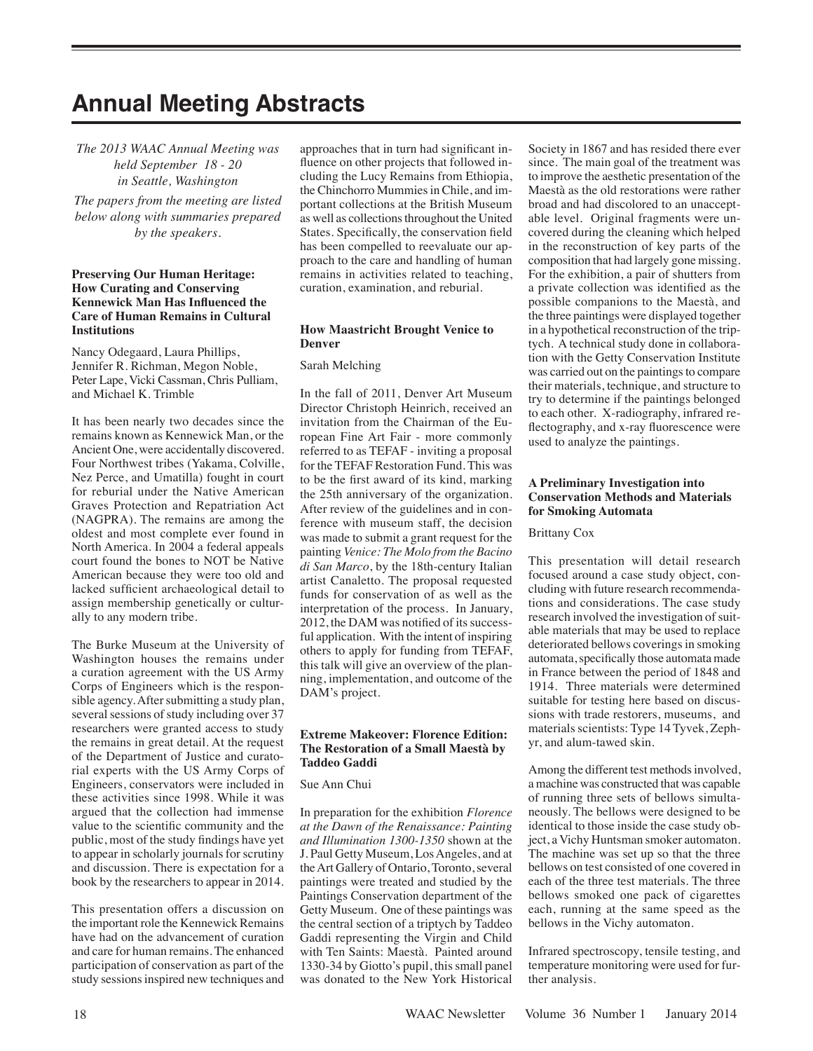# Annual Meeting Abstracts

*The 2013 WAAC Annual Meeting was held September 18 - 20 in Seattle, Washington*

*The papers from the meeting are listed below along with summaries prepared by the speakers.*

### Preserving Our Human Heritage: How Curating and Conserving Kennewick Man Has Influenced the Care of Human Remains in Cultural Institutions

Nancy Odegaard, Laura Phillips, Jennifer R. Richman, Megon Noble, Peter Lape, Vicki Cassman, Chris Pulliam, and Michael K. Trimble

It has been nearly two decades since the remains known as Kennewick Man, or the Ancient One, were accidentally discovered. Four Northwest tribes (Yakama, Colville, Nez Perce, and Umatilla) fought in court for reburial under the Native American Graves Protection and Repatriation Act (NAGPRA). The remains are among the oldest and most complete ever found in North America. In 2004 a federal appeals court found the bones to NOT be Native American because they were too old and lacked sufficient archaeological detail to assign membership genetically or culturally to any modern tribe.

The Burke Museum at the University of Washington houses the remains under a curation agreement with the US Army Corps of Engineers which is the responsible agency. After submitting a study plan, several sessions of study including over 37 researchers were granted access to study the remains in great detail. At the request of the Department of Justice and curatorial experts with the US Army Corps of Engineers, conservators were included in these activities since 1998. While it was argued that the collection had immense value to the scientific community and the public, most of the study findings have yet to appear in scholarly journals for scrutiny and discussion. There is expectation for a book by the researchers to appear in 2014.

This presentation offers a discussion on the important role the Kennewick Remains have had on the advancement of curation and care for human remains. The enhanced participation of conservation as part of the study sessions inspired new techniques and approaches that in turn had significant influence on other projects that followed including the Lucy Remains from Ethiopia, the Chinchorro Mummies in Chile, and important collections at the British Museum as well as collections throughout the United States. Specifically, the conservation field has been compelled to reevaluate our approach to the care and handling of human remains in activities related to teaching, curation, examination, and reburial.

### How Maastricht Brought Venice to Denver

Sarah Melching

In the fall of 2011, Denver Art Museum Director Christoph Heinrich, received an invitation from the Chairman of the European Fine Art Fair - more commonly referred to as TEFAF - inviting a proposal for the TEFAF Restoration Fund. This was to be the first award of its kind, marking the 25th anniversary of the organization. After review of the guidelines and in conference with museum staff, the decision was made to submit a grant request for the painting *Venice: The Molo from the Bacino di San Marco*, by the 18th-century Italian artist Canaletto. The proposal requested funds for conservation of as well as the interpretation of the process. In January, 2012, the DAM was notified of its successful application. With the intent of inspiring others to apply for funding from TEFAF, this talk will give an overview of the planning, implementation, and outcome of the DAM's project.

### Extreme Makeover: Florence Edition: The Restoration of a Small Maestà by Taddeo Gaddi

Sue Ann Chui

In preparation for the exhibition *Florence at the Dawn of the Renaissance: Painting and Illumination 1300-1350* shown at the J. Paul Getty Museum, Los Angeles, and at the Art Gallery of Ontario, Toronto, several paintings were treated and studied by the Paintings Conservation department of the Getty Museum. One of these paintings was the central section of a triptych by Taddeo Gaddi representing the Virgin and Child with Ten Saints: Maestà. Painted around 1330-34 by Giotto's pupil, this small panel was donated to the New York Historical Society in 1867 and has resided there ever since. The main goal of the treatment was to improve the aesthetic presentation of the Maestà as the old restorations were rather broad and had discolored to an unacceptable level. Original fragments were uncovered during the cleaning which helped in the reconstruction of key parts of the composition that had largely gone missing. For the exhibition, a pair of shutters from a private collection was identified as the possible companions to the Maestà, and the three paintings were displayed together in a hypothetical reconstruction of the triptych. A technical study done in collaboration with the Getty Conservation Institute was carried out on the paintings to compare their materials, technique, and structure to try to determine if the paintings belonged to each other. X-radiography, infrared reflectography, and x-ray fluorescence were used to analyze the paintings.

### A Preliminary Investigation into Conservation Methods and Materials for Smoking Automata

Brittany Cox

This presentation will detail research focused around a case study object, concluding with future research recommendations and considerations. The case study research involved the investigation of suitable materials that may be used to replace deteriorated bellows coverings in smoking automata, specifically those automata made in France between the period of 1848 and 1914. Three materials were determined suitable for testing here based on discussions with trade restorers, museums, and materials scientists: Type 14 Tyvek, Zephyr, and alum-tawed skin.

Among the different test methods involved, a machine was constructed that was capable of running three sets of bellows simultaneously. The bellows were designed to be identical to those inside the case study object, a Vichy Huntsman smoker automaton. The machine was set up so that the three bellows on test consisted of one covered in each of the three test materials. The three bellows smoked one pack of cigarettes each, running at the same speed as the bellows in the Vichy automaton.

Infrared spectroscopy, tensile testing, and temperature monitoring were used for further analysis.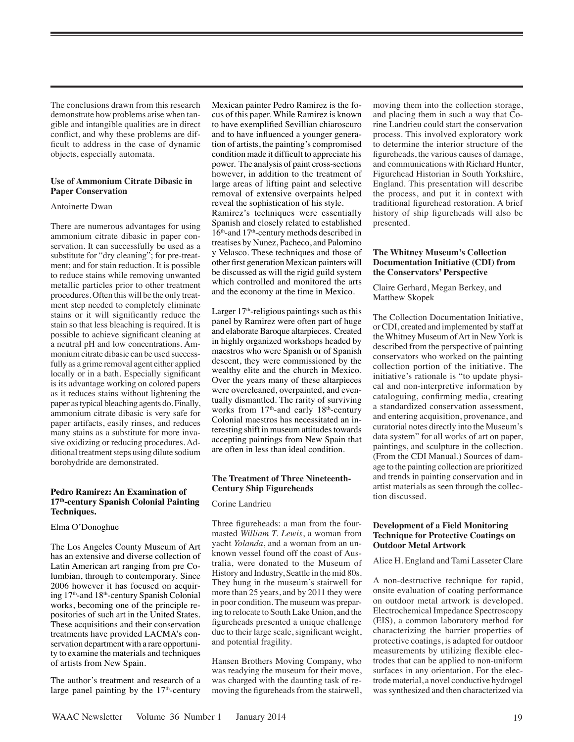The conclusions drawn from this research demonstrate how problems arise when tangible and intangible qualities are in direct conflict, and why these problems are difficult to address in the case of dynamic objects, especially automata.

### Use of Ammonium Citrate Dibasic in Paper Conservation

Antoinette Dwan

There are numerous advantages for using ammonium citrate dibasic in paper conservation. It can successfully be used as a substitute for "dry cleaning"; for pre-treatment; and for stain reduction. It is possible to reduce stains while removing unwanted metallic particles prior to other treatment procedures. Often this will be the only treatment step needed to completely eliminate stains or it will significantly reduce the stain so that less bleaching is required. It is possible to achieve significant cleaning at a neutral pH and low concentrations. Ammonium citrate dibasic can be used successfully as a grime removal agent either applied locally or in a bath. Especially significant is its advantage working on colored papers as it reduces stains without lightening the paper as typical bleaching agents do. Finally, ammonium citrate dibasic is very safe for paper artifacts, easily rinses, and reduces many stains as a substitute for more invasive oxidizing or reducing procedures. Additional treatment steps using dilute sodium borohydride are demonstrated.

### Pedro Ramirez: An Examination of 17th-century Spanish Colonial Painting Techniques.

Elma O'Donoghue

The Los Angeles County Museum of Art has an extensive and diverse collection of Latin American art ranging from pre Columbian, through to contemporary. Since 2006 however it has focused on acquiring 17th-and 18th-century Spanish Colonial works, becoming one of the principle repositories of such art in the United States. These acquisitions and their conservation treatments have provided LACMA's conservation department with a rare opportunity to examine the materials and techniques of artists from New Spain.

The author's treatment and research of a large panel painting by the 17th-century Mexican painter Pedro Ramirez is the focus of this paper. While Ramirez is known to have exemplified Sevillian chiaroscuro and to have influenced a younger generation of artists, the painting's compromised condition made it difficult to appreciate his power. The analysis of paint cross-sections however, in addition to the treatment of large areas of lifting paint and selective removal of extensive overpaints helped reveal the sophistication of his style.
Ramirez's techniques were essentially Spanish and closely related to established 16th-and 17th-century methods described in treatises by Nunez, Pacheco, and Palomino y Velasco. These techniques and those of other first generation Mexican painters will be discussed as will the rigid guild system which controlled and monitored the arts and the economy at the time in Mexico.

Larger 17th-religious paintings such as this panel by Ramirez were often part of huge and elaborate Baroque altarpieces. Created in highly organized workshops headed by maestros who were Spanish or of Spanish descent, they were commissioned by the wealthy elite and the church in Mexico. Over the years many of these altarpieces were overcleaned, overpainted, and eventually dismantled. The rarity of surviving works from 17th-and early 18th-century Colonial maestros has necessitated an interesting shift in museum attitudes towards accepting paintings from New Spain that are often in less than ideal condition.

### The Treatment of Three Nineteenth-Century Ship Figureheads

Corine Landrieu

Three figureheads: a man from the four-masted *William T. Lewis*, a woman from yacht *Yolanda*, and a woman from an unknown vessel found off the coast of Australia, were donated to the Museum of History and Industry, Seattle in the mid 80s. They hung in the museum's stairwell for more than 25 years, and by 2011 they were in poor condition. The museum was preparing to relocate to South Lake Union, and the figureheads presented a unique challenge due to their large scale, significant weight, and potential fragility.

Hansen Brothers Moving Company, who was readying the museum for their move, was charged with the daunting task of removing the figureheads from the stairwell, moving them into the collection storage, and placing them in such a way that Corine Landrieu could start the conservation process. This involved exploratory work to determine the interior structure of the figureheads, the various causes of damage, and communications with Richard Hunter, Figurehead Historian in South Yorkshire, England. This presentation will describe the process, and put it in context with traditional figurehead restoration. A brief history of ship figureheads will also be presented.

### The Whitney Museum's Collection Documentation Initiative (CDI) from the Conservators' Perspective

Claire Gerhard, Megan Berkey, and Matthew Skopek

The Collection Documentation Initiative, or CDI, created and implemented by staff at the Whitney Museum of Art in New York is described from the perspective of painting conservators who worked on the painting collection portion of the initiative. The initiative's rationale is "to update physical and non-interpretive information by cataloguing, confirming media, creating a standardized conservation assessment, and entering acquisition, provenance, and curatorial notes directly into the Museum's data system" for all works of art on paper, paintings, and sculpture in the collection. (From the CDI Manual.) Sources of damage to the painting collection are prioritized and trends in painting conservation and in artist materials as seen through the collection discussed.

### Development of a Field Monitoring Technique for Protective Coatings on Outdoor Metal Artwork

Alice H. England and Tami Lasseter Clare

A non-destructive technique for rapid, onsite evaluation of coating performance on outdoor metal artwork is developed. Electrochemical Impedance Spectroscopy (EIS), a common laboratory method for characterizing the barrier properties of protective coatings, is adapted for outdoor measurements by utilizing flexible electrodes that can be applied to non-uniform surfaces in any orientation. For the electrode material, a novel conductive hydrogel was synthesized and then characterized via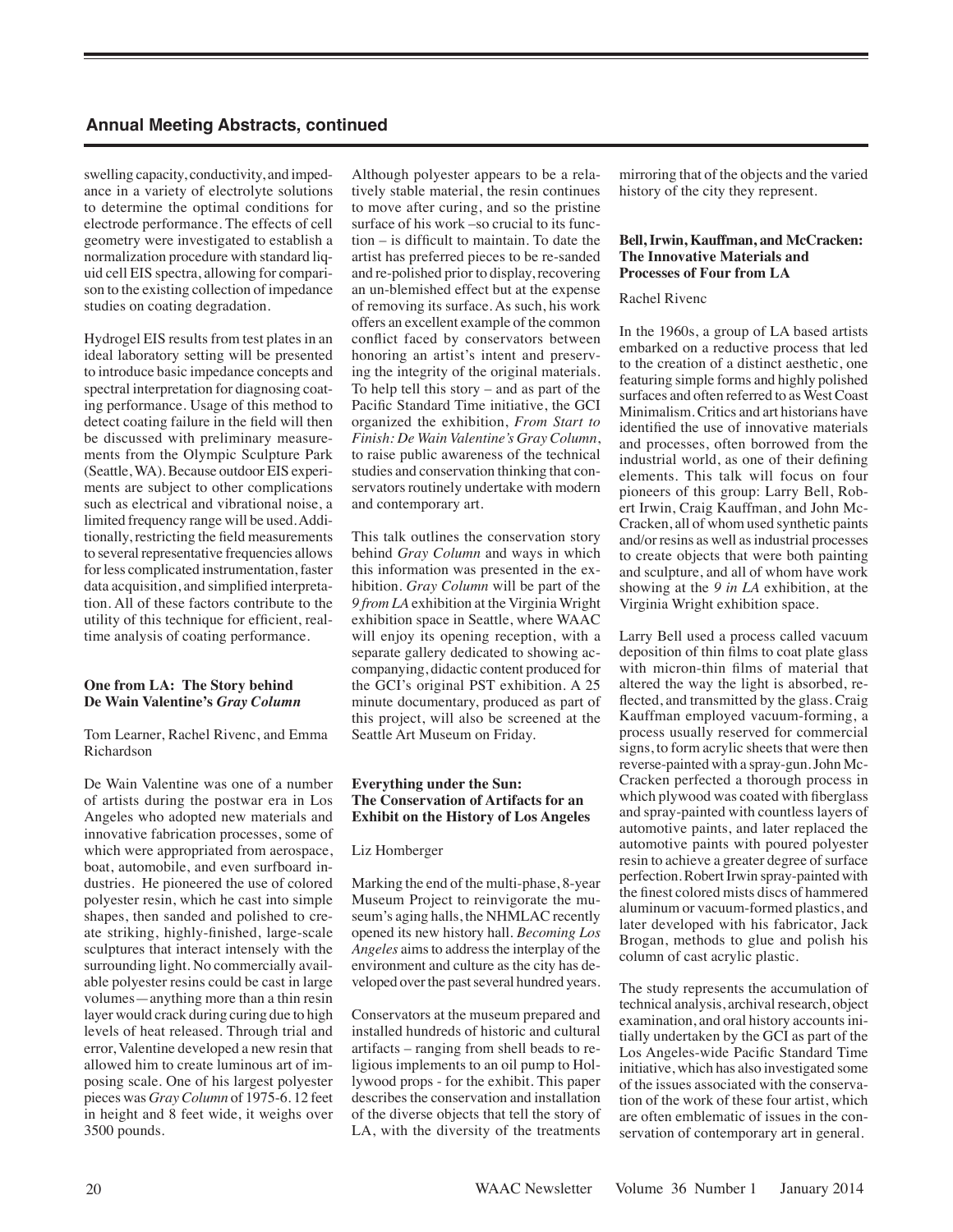## Annual Meeting Abstracts, continued

swelling capacity, conductivity, and impedance in a variety of electrolyte solutions to determine the optimal conditions for electrode performance. The effects of cell geometry were investigated to establish a normalization procedure with standard liquid cell EIS spectra, allowing for comparison to the existing collection of impedance studies on coating degradation.

Hydrogel EIS results from test plates in an ideal laboratory setting will be presented to introduce basic impedance concepts and spectral interpretation for diagnosing coating performance. Usage of this method to detect coating failure in the field will then be discussed with preliminary measurements from the Olympic Sculpture Park (Seattle, WA). Because outdoor EIS experiments are subject to other complications such as electrical and vibrational noise, a limited frequency range will be used. Additionally, restricting the field measurements to several representative frequencies allows for less complicated instrumentation, faster data acquisition, and simplified interpretation. All of these factors contribute to the utility of this technique for efficient, real-time analysis of coating performance.

### One from LA: The Story behind De Wain Valentine's *Gray Column*

Tom Learner, Rachel Rivenc, and Emma Richardson

De Wain Valentine was one of a number of artists during the postwar era in Los Angeles who adopted new materials and innovative fabrication processes, some of which were appropriated from aerospace, boat, automobile, and even surfboard industries. He pioneered the use of colored polyester resin, which he cast into simple shapes, then sanded and polished to create striking, highly-finished, large-scale sculptures that interact intensely with the surrounding light. No commercially available polyester resins could be cast in large volumes—anything more than a thin resin layer would crack during curing due to high levels of heat released. Through trial and error, Valentine developed a new resin that allowed him to create luminous art of imposing scale. One of his largest polyester pieces was *Gray Column* of 1975-6. 12 feet in height and 8 feet wide, it weighs over 3500 pounds.

Although polyester appears to be a relatively stable material, the resin continues to move after curing, and so the pristine surface of his work –so crucial to its function – is difficult to maintain. To date the artist has preferred pieces to be re-sanded and re-polished prior to display, recovering an un-blemished effect but at the expense of removing its surface. As such, his work offers an excellent example of the common conflict faced by conservators between honoring an artist's intent and preserving the integrity of the original materials. To help tell this story – and as part of the Pacific Standard Time initiative, the GCI organized the exhibition, *From Start to Finish: De Wain Valentine's Gray Column*, to raise public awareness of the technical studies and conservation thinking that conservators routinely undertake with modern and contemporary art.

This talk outlines the conservation story behind *Gray Column* and ways in which this information was presented in the exhibition. *Gray Column* will be part of the *9 from LA* exhibition at the Virginia Wright exhibition space in Seattle, where WAAC will enjoy its opening reception, with a separate gallery dedicated to showing accompanying, didactic content produced for the GCI's original PST exhibition. A 25 minute documentary, produced as part of this project, will also be screened at the Seattle Art Museum on Friday.

### Everything under the Sun: The Conservation of Artifacts for an Exhibit on the History of Los Angeles

Liz Homberger

Marking the end of the multi-phase, 8-year Museum Project to reinvigorate the museum's aging halls, the NHMLAC recently opened its new history hall. *Becoming Los Angeles* aims to address the interplay of the environment and culture as the city has developed over the past several hundred years.

Conservators at the museum prepared and installed hundreds of historic and cultural artifacts – ranging from shell beads to religious implements to an oil pump to Hollywood props - for the exhibit. This paper describes the conservation and installation of the diverse objects that tell the story of LA, with the diversity of the treatments mirroring that of the objects and the varied history of the city they represent.

### Bell, Irwin, Kauffman, and McCracken: The Innovative Materials and Processes of Four from LA

Rachel Rivenc

In the 1960s, a group of LA based artists embarked on a reductive process that led to the creation of a distinct aesthetic, one featuring simple forms and highly polished surfaces and often referred to as West Coast Minimalism. Critics and art historians have identified the use of innovative materials and processes, often borrowed from the industrial world, as one of their defining elements. This talk will focus on four pioneers of this group: Larry Bell, Robert Irwin, Craig Kauffman, and John McCracken, all of whom used synthetic paints and/or resins as well as industrial processes to create objects that were both painting and sculpture, and all of whom have work showing at the *9 in LA* exhibition, at the Virginia Wright exhibition space.

Larry Bell used a process called vacuum deposition of thin films to coat plate glass with micron-thin films of material that altered the way the light is absorbed, reflected, and transmitted by the glass. Craig Kauffman employed vacuum-forming, a process usually reserved for commercial signs, to form acrylic sheets that were then reverse-painted with a spray-gun. John McCracken perfected a thorough process in which plywood was coated with fiberglass and spray-painted with countless layers of automotive paints, and later replaced the automotive paints with poured polyester resin to achieve a greater degree of surface perfection. Robert Irwin spray-painted with the finest colored mists discs of hammered aluminum or vacuum-formed plastics, and later developed with his fabricator, Jack Brogan, methods to glue and polish his column of cast acrylic plastic.

The study represents the accumulation of technical analysis, archival research, object examination, and oral history accounts initially undertaken by the GCI as part of the Los Angeles-wide Pacific Standard Time initiative, which has also investigated some of the issues associated with the conservation of the work of these four artist, which are often emblematic of issues in the conservation of contemporary art in general.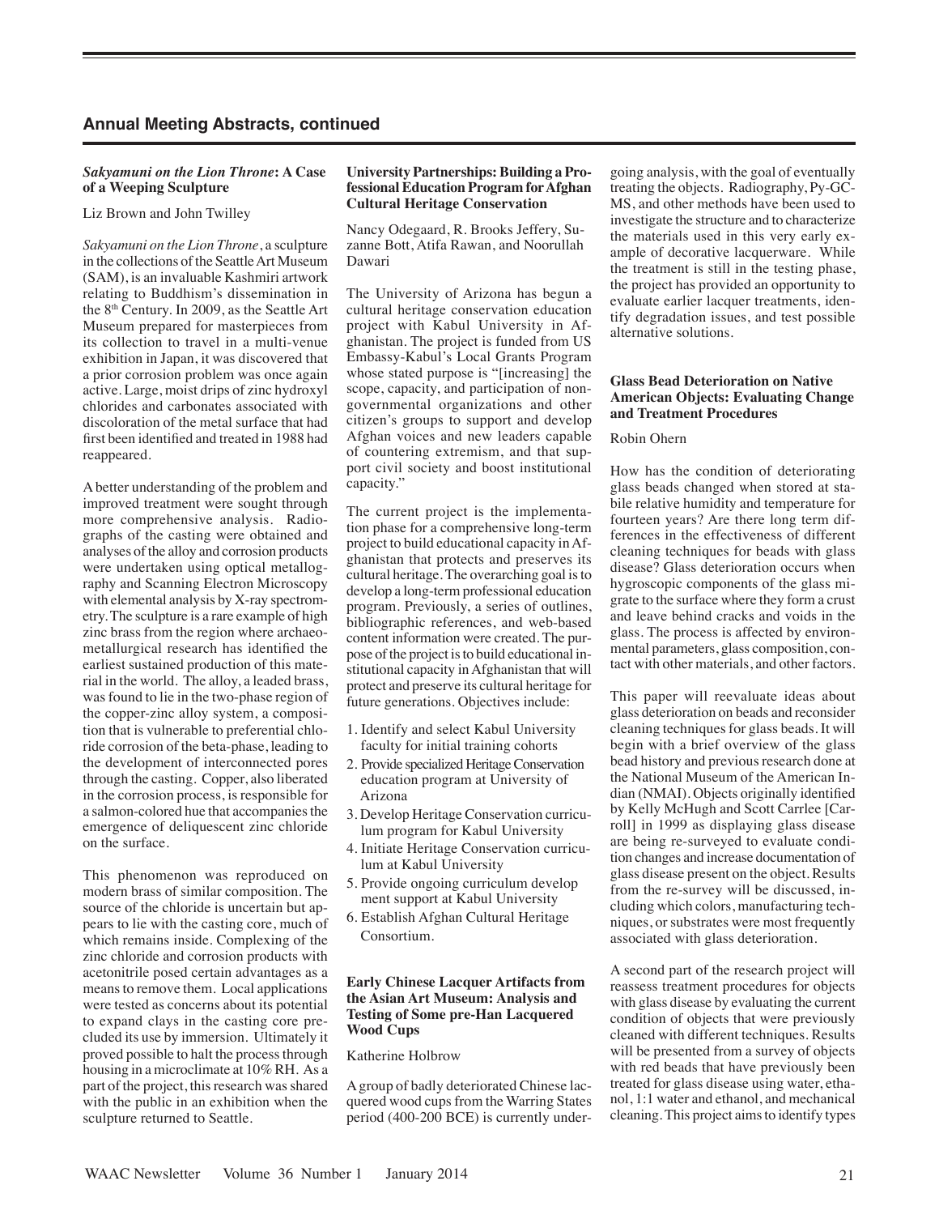## Annual Meeting Abstracts, continued

### *Sakyamuni on the Lion Throne*: A Case of a Weeping Sculpture

Liz Brown and John Twilley

*Sakyamuni on the Lion Throne*, a sculpture in the collections of the Seattle Art Museum (SAM), is an invaluable Kashmiri artwork relating to Buddhism's dissemination in the 8th Century. In 2009, as the Seattle Art Museum prepared for masterpieces from its collection to travel in a multi-venue exhibition in Japan, it was discovered that a prior corrosion problem was once again active. Large, moist drips of zinc hydroxyl chlorides and carbonates associated with discoloration of the metal surface that had first been identified and treated in 1988 had reappeared.

A better understanding of the problem and improved treatment were sought through more comprehensive analysis. Radiographs of the casting were obtained and analyses of the alloy and corrosion products were undertaken using optical metallography and Scanning Electron Microscopy with elemental analysis by X-ray spectrometry. The sculpture is a rare example of high zinc brass from the region where archaeometallurgical research has identified the earliest sustained production of this material in the world. The alloy, a leaded brass, was found to lie in the two-phase region of the copper-zinc alloy system, a composition that is vulnerable to preferential chloride corrosion of the beta-phase, leading to the development of interconnected pores through the casting. Copper, also liberated in the corrosion process, is responsible for a salmon-colored hue that accompanies the emergence of deliquescent zinc chloride on the surface.

This phenomenon was reproduced on modern brass of similar composition. The source of the chloride is uncertain but appears to lie with the casting core, much of which remains inside. Complexing of the zinc chloride and corrosion products with acetonitrile posed certain advantages as a means to remove them. Local applications were tested as concerns about its potential to expand clays in the casting core precluded its use by immersion. Ultimately it proved possible to halt the process through housing in a microclimate at 10% RH. As a part of the project, this research was shared with the public in an exhibition when the sculpture returned to Seattle.

### University Partnerships: Building a Professional Education Program for Afghan Cultural Heritage Conservation

Nancy Odegaard, R. Brooks Jeffery, Suzanne Bott, Atifa Rawan, and Noorullah Dawari

The University of Arizona has begun a cultural heritage conservation education project with Kabul University in Afghanistan. The project is funded from US Embassy-Kabul's Local Grants Program whose stated purpose is "[increasing] the scope, capacity, and participation of non-governmental organizations and other citizen's groups to support and develop Afghan voices and new leaders capable of countering extremism, and that support civil society and boost institutional capacity."

The current project is the implementation phase for a comprehensive long-term project to build educational capacity in Afghanistan that protects and preserves its cultural heritage. The overarching goal is to develop a long-term professional education program. Previously, a series of outlines, bibliographic references, and web-based content information were created. The purpose of the project is to build educational institutional capacity in Afghanistan that will protect and preserve its cultural heritage for future generations. Objectives include:

1. Identify and select Kabul University faculty for initial training cohorts
2. Provide specialized Heritage Conservation education program at University of Arizona
3. Develop Heritage Conservation curriculum program for Kabul University
4. Initiate Heritage Conservation curriculum at Kabul University
5. Provide ongoing curriculum develop ment support at Kabul University
6. Establish Afghan Cultural Heritage Consortium.

### Early Chinese Lacquer Artifacts from the Asian Art Museum: Analysis and Testing of Some pre-Han Lacquered Wood Cups

Katherine Holbrow

A group of badly deteriorated Chinese lacquered wood cups from the Warring States period (400-200 BCE) is currently undergoing analysis, with the goal of eventually treating the objects. Radiography, Py-GC-MS, and other methods have been used to investigate the structure and to characterize the materials used in this very early example of decorative lacquerware. While the treatment is still in the testing phase, the project has provided an opportunity to evaluate earlier lacquer treatments, identify degradation issues, and test possible alternative solutions.

### Glass Bead Deterioration on Native American Objects: Evaluating Change and Treatment Procedures

Robin Ohern

How has the condition of deteriorating glass beads changed when stored at stabile relative humidity and temperature for fourteen years? Are there long term differences in the effectiveness of different cleaning techniques for beads with glass disease? Glass deterioration occurs when hygroscopic components of the glass migrate to the surface where they form a crust and leave behind cracks and voids in the glass. The process is affected by environmental parameters, glass composition, contact with other materials, and other factors.

This paper will reevaluate ideas about glass deterioration on beads and reconsider cleaning techniques for glass beads. It will begin with a brief overview of the glass bead history and previous research done at the National Museum of the American Indian (NMAI). Objects originally identified by Kelly McHugh and Scott Carllee [Carroll] in 1999 as displaying glass disease are being re-surveyed to evaluate condition changes and increase documentation of glass disease present on the object. Results from the re-survey will be discussed, including which colors, manufacturing techniques, or substrates were most frequently associated with glass deterioration.

A second part of the research project will reassess treatment procedures for objects with glass disease by evaluating the current condition of objects that were previously cleaned with different techniques. Results will be presented from a survey of objects with red beads that have previously been treated for glass disease using water, ethanol, 1:1 water and ethanol, and mechanical cleaning. This project aims to identify types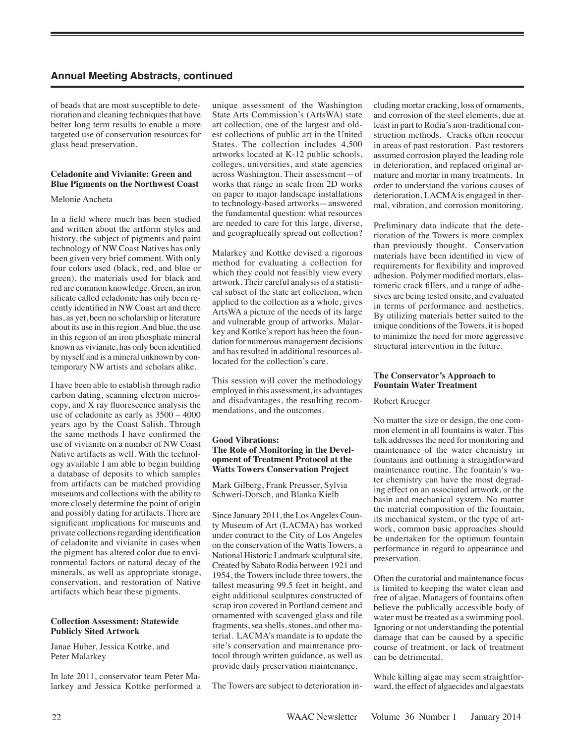## Annual Meeting Abstracts, continued

of beads that are most susceptible to deterioration and cleaning techniques that have better long term results to enable a more targeted use of conservation resources for glass bead preservation.

**Celadonite and Vivianite: Green and Blue Pigments on the Northwest Coast**

Melonie Ancheta

In a field where much has been studied and written about the artform styles and history, the subject of pigments and paint technology of NW Coast Natives has only been given very brief comment. With only four colors used (black, red, and blue or green), the materials used for black and red are common knowledge. Green, an iron silicate called celadonite has only been recently identified in NW Coast art and there has, as yet, been no scholarship or literature about its use in this region. And blue, the use in this region of an iron phosphate mineral known as vivianite, has only been identified by myself and is a mineral unknown by contemporary NW artists and scholars alike.

I have been able to establish through radio carbon dating, scanning electron microscopy, and X ray fluorescence analysis the use of celadonite as early as 3500 – 4000 years ago by the Coast Salish. Through the same methods I have confirmed the use of vivianite on a number of NW Coast Native artifacts as well. With the technology available I am able to begin building a database of deposits to which samples from artifacts can be matched providing museums and collections with the ability to more closely determine the point of origin and possibly dating for artifacts. There are significant implications for museums and private collections regarding identification of celadonite and vivianite in cases when the pigment has altered color due to environmental factors or natural decay of the minerals, as well as appropriate storage, conservation, and restoration of Native artifacts which bear these pigments.

**Collection Assessment: Statewide Publicly Sited Artwork**

Janae Huber, Jessica Kottke, and Peter Malarkey

In late 2011, conservator team Peter Malarkey and Jessica Kottke performed a unique assessment of the Washington State Arts Commission's (ArtsWA) state art collection, one of the largest and oldest collections of public art in the United States. The collection includes 4,500 artworks located at K-12 public schools, colleges, universities, and state agencies across Washington. Their assessment—of works that range in scale from 2D works on paper to major landscape installations to technology-based artworks—answered the fundamental question: what resources are needed to care for this large, diverse, and geographically spread out collection?

Malarkey and Kottke devised a rigorous method for evaluating a collection for which they could not feasibly view every artwork. Their careful analysis of a statistical subset of the state art collection, when applied to the collection as a whole, gives ArtsWA a picture of the needs of its large and vulnerable group of artworks. Malarkey and Kottke's report has been the foundation for numerous management decisions and has resulted in additional resources allocated for the collection's care.

This session will cover the methodology employed in this assessment, its advantages and disadvantages, the resulting recommendations, and the outcomes.

**Good Vibrations: The Role of Monitoring in the Development of Treatment Protocol at the Watts Towers Conservation Project**

Mark Gilberg, Frank Preusser, Sylvia Schweri-Dorsch, and Blanka Kielb

Since January 2011, the Los Angeles County Museum of Art (LACMA) has worked under contract to the City of Los Angeles on the conservation of the Watts Towers, a National Historic Landmark sculptural site. Created by Sabato Rodia between 1921 and 1954, the Towers include three towers, the tallest measuring 99.5 feet in height, and eight additional sculptures constructed of scrap iron covered in Portland cement and ornamented with scavenged glass and tile fragments, sea shells, stones, and other material. LACMA's mandate is to update the site's conservation and maintenance protocol through written guidance, as well as provide daily preservation maintenance.

The Towers are subject to deterioration including mortar cracking, loss of ornaments, and corrosion of the steel elements, due at least in part to Rodia's non-traditional construction methods. Cracks often reoccur in areas of past restoration. Past restorers assumed corrosion played the leading role in deterioration, and replaced original armature and mortar in many treatments. In order to understand the various causes of deterioration, LACMA is engaged in thermal, vibration, and corrosion monitoring.

Preliminary data indicate that the deterioration of the Towers is more complex than previously thought. Conservation materials have been identified in view of requirements for flexibility and improved adhesion. Polymer modified mortars, elastomeric crack fillers, and a range of adhesives are being tested onsite, and evaluated in terms of performance and aesthetics. By utilizing materials better suited to the unique conditions of the Towers, it is hoped to minimize the need for more aggressive structural intervention in the future.

**The Conservator's Approach to Fountain Water Treatment**

Robert Krueger

No matter the size or design, the one common element in all fountains is water. This talk addresses the need for monitoring and maintenance of the water chemistry in fountains and outlining a straightforward maintenance routine. The fountain's water chemistry can have the most degrading effect on an associated artwork, or the basin and mechanical system. No matter the material composition of the fountain, its mechanical system, or the type of artwork, common basic approaches should be undertaken for the optimum fountain performance in regard to appearance and preservation.

Often the curatorial and maintenance focus is limited to keeping the water clean and free of algae. Managers of fountains often believe the publically accessible body of water must be treated as a swimming pool. Ignoring or not understanding the potential damage that can be caused by a specific course of treatment, or lack of treatment can be detrimental.

While killing algae may seem straightforward, the effect of algaecides and algaestats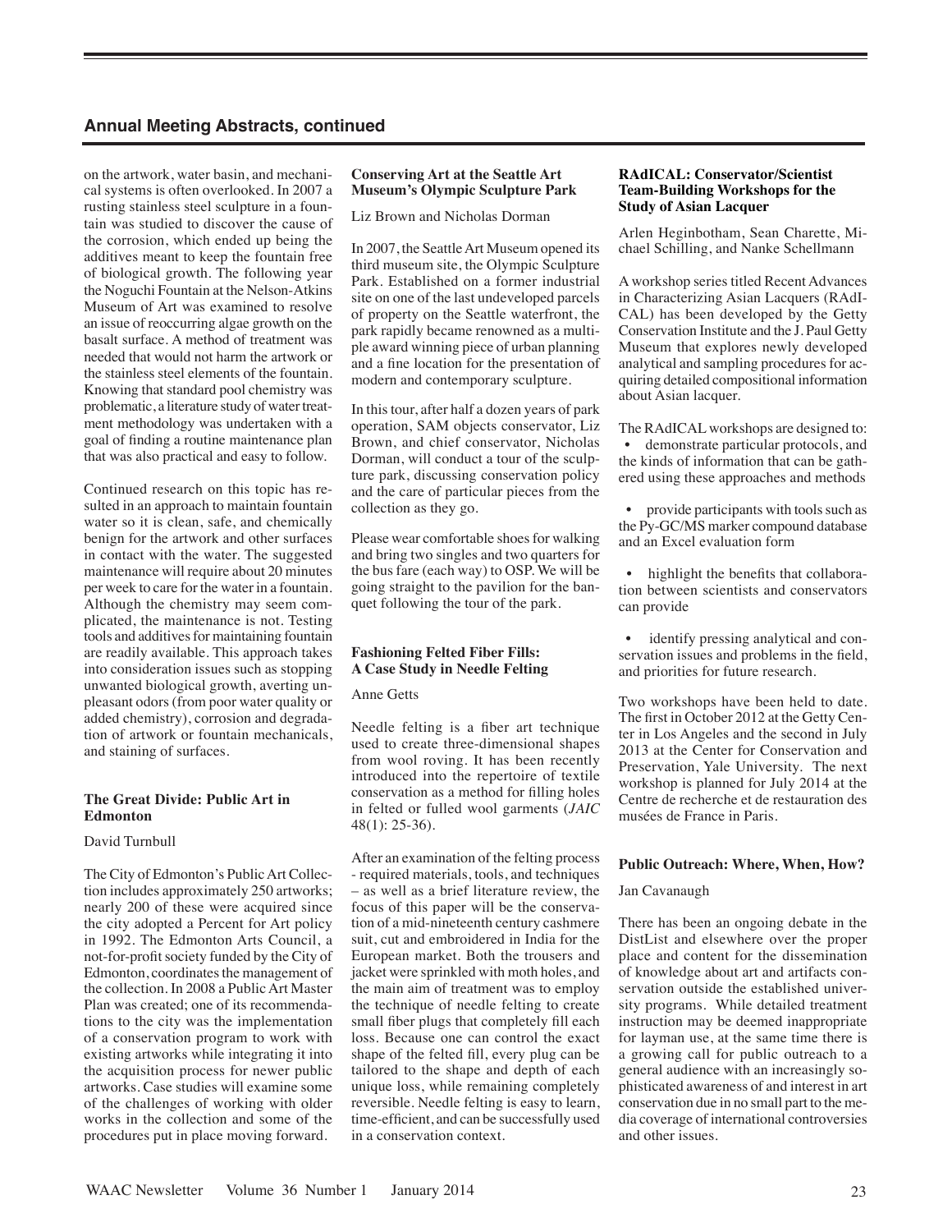on the artwork, water basin, and mechanical systems is often overlooked. In 2007 a rusting stainless steel sculpture in a fountain was studied to discover the cause of the corrosion, which ended up being the additives meant to keep the fountain free of biological growth. The following year the Noguchi Fountain at the Nelson-Atkins Museum of Art was examined to resolve an issue of reoccurring algae growth on the basalt surface. A method of treatment was needed that would not harm the artwork or the stainless steel elements of the fountain. Knowing that standard pool chemistry was problematic, a literature study of water treatment methodology was undertaken with a goal of finding a routine maintenance plan that was also practical and easy to follow.

Continued research on this topic has resulted in an approach to maintain fountain water so it is clean, safe, and chemically benign for the artwork and other surfaces in contact with the water. The suggested maintenance will require about 20 minutes per week to care for the water in a fountain. Although the chemistry may seem complicated, the maintenance is not. Testing tools and additives for maintaining fountain are readily available. This approach takes into consideration issues such as stopping unwanted biological growth, averting unpleasant odors (from poor water quality or added chemistry), corrosion and degradation of artwork or fountain mechanicals, and staining of surfaces.

### The Great Divide: Public Art in Edmonton

David Turnbull

The City of Edmonton's Public Art Collection includes approximately 250 artworks; nearly 200 of these were acquired since the city adopted a Percent for Art policy in 1992. The Edmonton Arts Council, a not-for-profit society funded by the City of Edmonton, coordinates the management of the collection. In 2008 a Public Art Master Plan was created; one of its recommendations to the city was the implementation of a conservation program to work with existing artworks while integrating it into the acquisition process for newer public artworks. Case studies will examine some of the challenges of working with older works in the collection and some of the procedures put in place moving forward.

### Conserving Art at the Seattle Art Museum's Olympic Sculpture Park

Liz Brown and Nicholas Dorman

In 2007, the Seattle Art Museum opened its third museum site, the Olympic Sculpture Park. Established on a former industrial site on one of the last undeveloped parcels of property on the Seattle waterfront, the park rapidly became renowned as a multiple award winning piece of urban planning and a fine location for the presentation of modern and contemporary sculpture.

In this tour, after half a dozen years of park operation, SAM objects conservator, Liz Brown, and chief conservator, Nicholas Dorman, will conduct a tour of the sculpture park, discussing conservation policy and the care of particular pieces from the collection as they go.

Please wear comfortable shoes for walking and bring two singles and two quarters for the bus fare (each way) to OSP. We will be going straight to the pavilion for the banquet following the tour of the park.

### Fashioning Felted Fiber Fills: A Case Study in Needle Felting

Anne Getts

Needle felting is a fiber art technique used to create three-dimensional shapes from wool roving. It has been recently introduced into the repertoire of textile conservation as a method for filling holes in felted or fulled wool garments (*JAIC* 48(1): 25-36).

After an examination of the felting process - required materials, tools, and techniques – as well as a brief literature review, the focus of this paper will be the conservation of a mid-nineteenth century cashmere suit, cut and embroidered in India for the European market. Both the trousers and jacket were sprinkled with moth holes, and the main aim of treatment was to employ the technique of needle felting to create small fiber plugs that completely fill each loss. Because one can control the exact shape of the felted fill, every plug can be tailored to the shape and depth of each unique loss, while remaining completely reversible. Needle felting is easy to learn, time-efficient, and can be successfully used in a conservation context.

### RAdICAL: Conservator/Scientist Team-Building Workshops for the Study of Asian Lacquer

Arlen Heginbotham, Sean Charette, Michael Schilling, and Nanke Schellmann

A workshop series titled Recent Advances in Characterizing Asian Lacquers (RAdICAL) has been developed by the Getty Conservation Institute and the J. Paul Getty Museum that explores newly developed analytical and sampling procedures for acquiring detailed compositional information about Asian lacquer.

The RAdICAL workshops are designed to:

- demonstrate particular protocols, and the kinds of information that can be gathered using these approaches and methods
- provide participants with tools such as the Py-GC/MS marker compound database and an Excel evaluation form
- highlight the benefits that collaboration between scientists and conservators can provide
- identify pressing analytical and conservation issues and problems in the field, and priorities for future research.

Two workshops have been held to date. The first in October 2012 at the Getty Center in Los Angeles and the second in July 2013 at the Center for Conservation and Preservation, Yale University. The next workshop is planned for July 2014 at the Centre de recherche et de restauration des musées de France in Paris.

### Public Outreach: Where, When, How?

Jan Cavanaugh

There has been an ongoing debate in the DistList and elsewhere over the proper place and content for the dissemination of knowledge about art and artifacts conservation outside the established university programs. While detailed treatment instruction may be deemed inappropriate for layman use, at the same time there is a growing call for public outreach to a general audience with an increasingly sophisticated awareness of and interest in art conservation due in no small part to the media coverage of international controversies and other issues.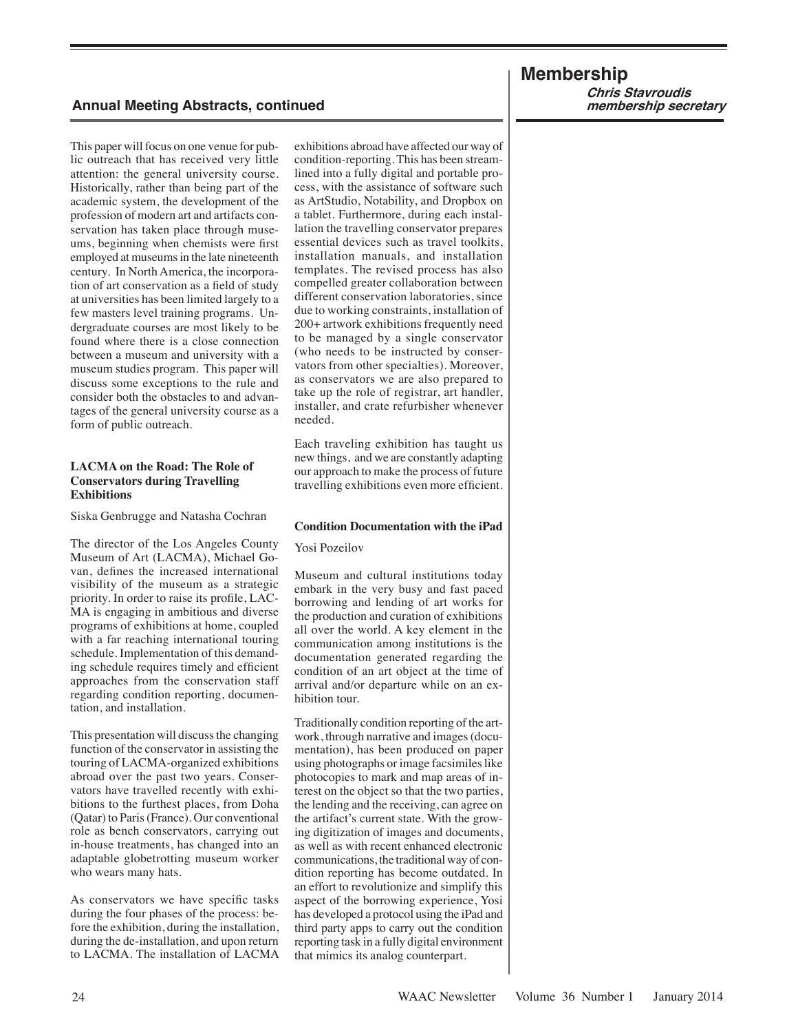## Annual Meeting Abstracts, continued

This paper will focus on one venue for public outreach that has received very little attention: the general university course. Historically, rather than being part of the academic system, the development of the profession of modern art and artifacts conservation has taken place through museums, beginning when chemists were first employed at museums in the late nineteenth century. In North America, the incorporation of art conservation as a field of study at universities has been limited largely to a few masters level training programs. Undergraduate courses are most likely to be found where there is a close connection between a museum and university with a museum studies program. This paper will discuss some exceptions to the rule and consider both the obstacles to and advantages of the general university course as a form of public outreach.

**LACMA on the Road: The Role of Conservators during Travelling Exhibitions**

Siska Genbrugge and Natasha Cochran

The director of the Los Angeles County Museum of Art (LACMA), Michael Govan, defines the increased international visibility of the museum as a strategic priority. In order to raise its profile, LACMA is engaging in ambitious and diverse programs of exhibitions at home, coupled with a far reaching international touring schedule. Implementation of this demanding schedule requires timely and efficient approaches from the conservation staff regarding condition reporting, documentation, and installation.

This presentation will discuss the changing function of the conservator in assisting the touring of LACMA-organized exhibitions abroad over the past two years. Conservators have travelled recently with exhibitions to the furthest places, from Doha (Qatar) to Paris (France). Our conventional role as bench conservators, carrying out in-house treatments, has changed into an adaptable globetrotting museum worker who wears many hats.

As conservators we have specific tasks during the four phases of the process: before the exhibition, during the installation, during the de-installation, and upon return to LACMA. The installation of LACMA exhibitions abroad have affected our way of condition-reporting. This has been streamlined into a fully digital and portable process, with the assistance of software such as ArtStudio, Notability, and Dropbox on a tablet. Furthermore, during each installation the travelling conservator prepares essential devices such as travel toolkits, installation manuals, and installation templates. The revised process has also compelled greater collaboration between different conservation laboratories, since due to working constraints, installation of 200+ artwork exhibitions frequently need to be managed by a single conservator (who needs to be instructed by conservators from other specialties). Moreover, as conservators we are also prepared to take up the role of registrar, art handler, installer, and crate refurbisher whenever needed.

Each traveling exhibition has taught us new things, and we are constantly adapting our approach to make the process of future travelling exhibitions even more efficient.

**Condition Documentation with the iPad**

Yosi Pozeilov

Museum and cultural institutions today embark in the very busy and fast paced borrowing and lending of art works for the production and curation of exhibitions all over the world. A key element in the communication among institutions is the documentation generated regarding the condition of an art object at the time of arrival and/or departure while on an exhibition tour.

Traditionally condition reporting of the artwork, through narrative and images (documentation), has been produced on paper using photographs or image facsimiles like photocopies to mark and map areas of interest on the object so that the two parties, the lending and the receiving, can agree on the artifact's current state. With the growing digitization of images and documents, as well as with recent enhanced electronic communications, the traditional way of condition reporting has become outdated. In an effort to revolutionize and simplify this aspect of the borrowing experience, Yosi has developed a protocol using the iPad and third party apps to carry out the condition reporting task in a fully digital environment that mimics its analog counterpart.

## Membership

***Chris Stavroudis***
***membership secretary***